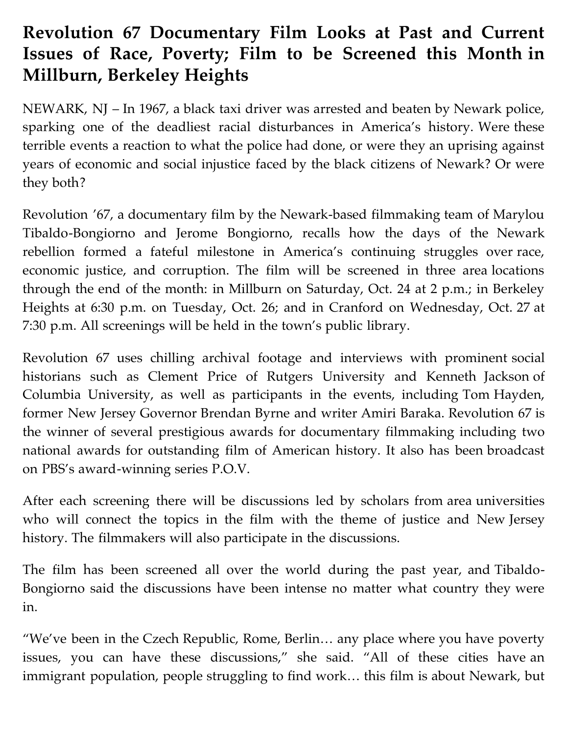# Revolution 67 Documentary Film Looks at Past and Current Issues of Race, Poverty; Film to be Screened this Month in Millburn, Berkeley Heights

NEWARK, NJ – In 1967, a black taxi driver was arrested and beaten by Newark police, sparking one of the deadliest racial disturbances in America's history. Were these terrible events a reaction to what the police had done, or were they an uprising against years of economic and social injustice faced by the black citizens of Newark? Or were they both?

Revolution '67, a documentary film by the Newark-based filmmaking team of Marylou Tibaldo-Bongiorno and Jerome Bongiorno, recalls how the days of the Newark rebellion formed a fateful milestone in America's continuing struggles over race, economic justice, and corruption. The film will be screened in three area locations through the end of the month: in Millburn on Saturday, Oct. 24 at 2 p.m.; in Berkeley Heights at 6:30 p.m. on Tuesday, Oct. 26; and in Cranford on Wednesday, Oct. 27 at 7:30 p.m. All screenings will be held in the town's public library.

Revolution 67 uses chilling archival footage and interviews with prominent social historians such as Clement Price of Rutgers University and Kenneth Jackson of Columbia University, as well as participants in the events, including Tom Hayden, former New Jersey Governor Brendan Byrne and writer Amiri Baraka. Revolution 67 is the winner of several prestigious awards for documentary filmmaking including two national awards for outstanding film of American history. It also has been broadcast on PBS's award-winning series P.O.V.

After each screening there will be discussions led by scholars from area universities who will connect the topics in the film with the theme of justice and New Jersey history. The filmmakers will also participate in the discussions.

The film has been screened all over the world during the past year, and Tibaldo-Bongiorno said the discussions have been intense no matter what country they were in.

"We've been in the Czech Republic, Rome, Berlin… any place where you have poverty issues, you can have these discussions," she said. "All of these cities have an immigrant population, people struggling to find work… this film is about Newark, but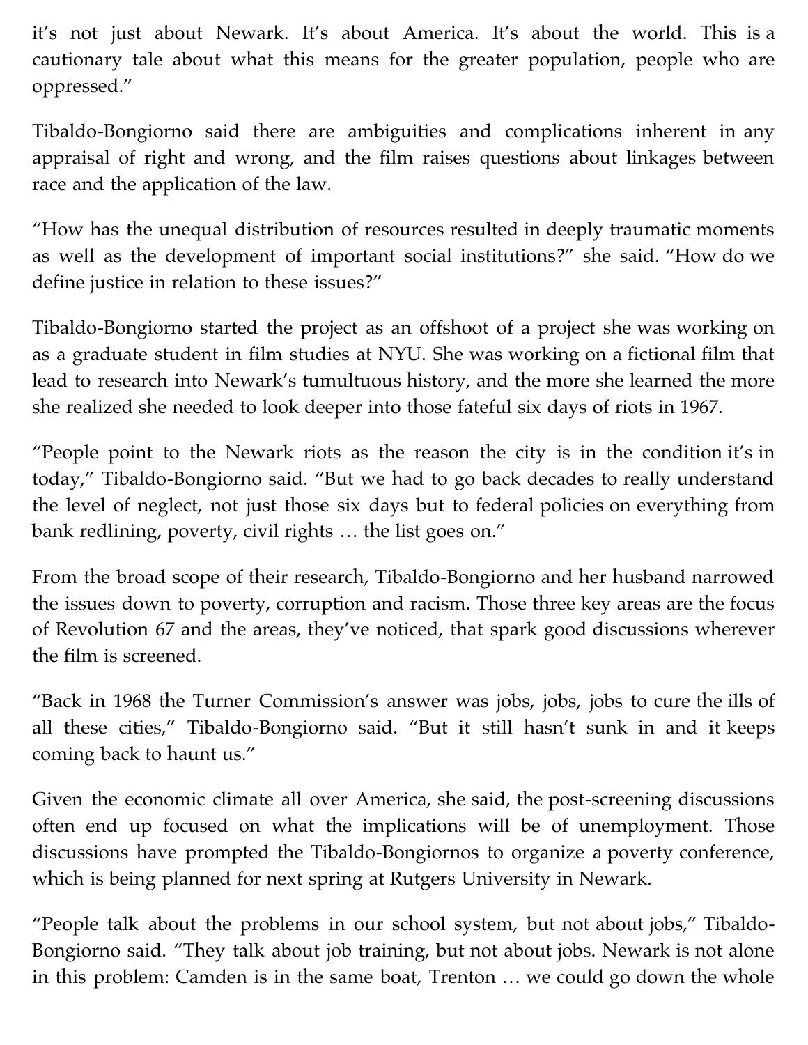it's not just about Newark. It's about America. It's about the world. This is a cautionary tale about what this means for the greater population, people who are oppressed."

Tibaldo-Bongiorno said there are ambiguities and complications inherent in any appraisal of right and wrong, and the film raises questions about linkages between race and the application of the law.

"How has the unequal distribution of resources resulted in deeply traumatic moments as well as the development of important social institutions?" she said. "How do we define justice in relation to these issues?"

Tibaldo-Bongiorno started the project as an offshoot of a project she was working on as a graduate student in film studies at NYU. She was working on a fictional film that lead to research into Newark's tumultuous history, and the more she learned the more she realized she needed to look deeper into those fateful six days of riots in 1967.

"People point to the Newark riots as the reason the city is in the condition it's in today," Tibaldo-Bongiorno said. "But we had to go back decades to really understand the level of neglect, not just those six days but to federal policies on everything from bank redlining, poverty, civil rights … the list goes on."

From the broad scope of their research, Tibaldo-Bongiorno and her husband narrowed the issues down to poverty, corruption and racism. Those three key areas are the focus of Revolution 67 and the areas, they've noticed, that spark good discussions wherever the film is screened.

"Back in 1968 the Turner Commission's answer was jobs, jobs, jobs to cure the ills of all these cities," Tibaldo-Bongiorno said. "But it still hasn't sunk in and it keeps coming back to haunt us."

Given the economic climate all over America, she said, the post-screening discussions often end up focused on what the implications will be of unemployment. Those discussions have prompted the Tibaldo-Bongiornos to organize a poverty conference, which is being planned for next spring at Rutgers University in Newark.

"People talk about the problems in our school system, but not about jobs," Tibaldo-Bongiorno said. "They talk about job training, but not about jobs. Newark is not alone in this problem: Camden is in the same boat, Trenton … we could go down the whole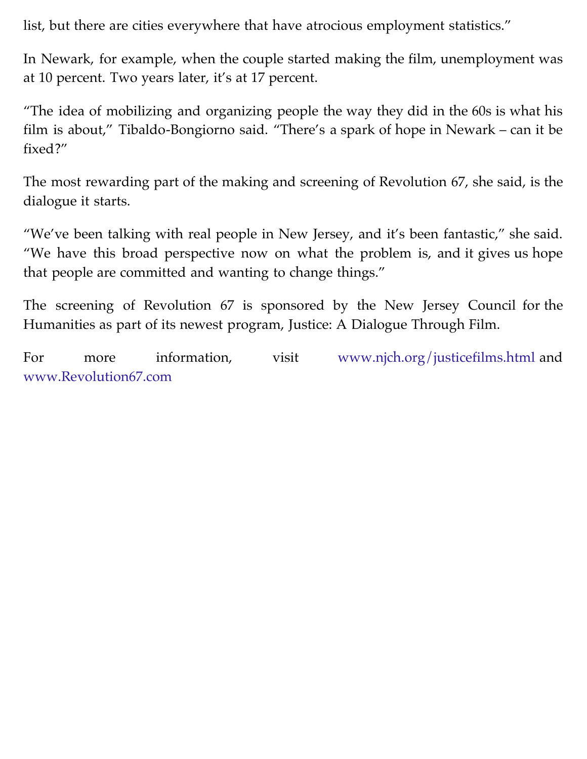list, but there are cities everywhere that have atrocious employment statistics."

In Newark, for example, when the couple started making the film, unemployment was at 10 percent. Two years later, it's at 17 percent.

"The idea of mobilizing and organizing people the way they did in the 60s is what his film is about," Tibaldo-Bongiorno said. "There's a spark of hope in Newark – can it be fixed?"

The most rewarding part of the making and screening of Revolution 67, she said, is the dialogue it starts.

"We've been talking with real people in New Jersey, and it's been fantastic," she said. "We have this broad perspective now on what the problem is, and it gives us hope that people are committed and wanting to change things."

The screening of Revolution 67 is sponsored by the New Jersey Council for the Humanities as part of its newest program, Justice: A Dialogue Through Film.

For more information, visit www.njch.org/justicefilms.html and www.Revolution67.com